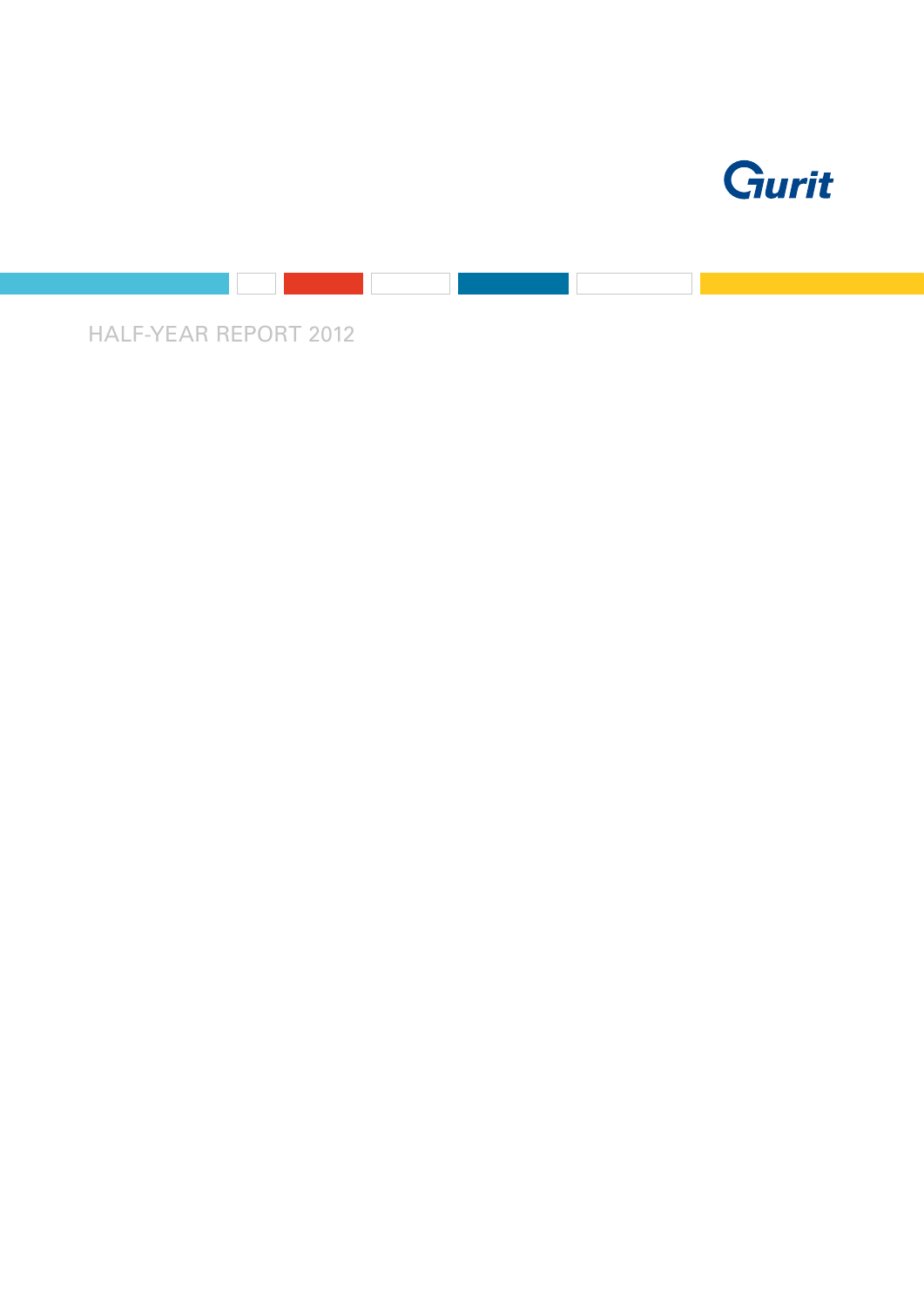Gurit

# HALF-YEAR REPORT 2012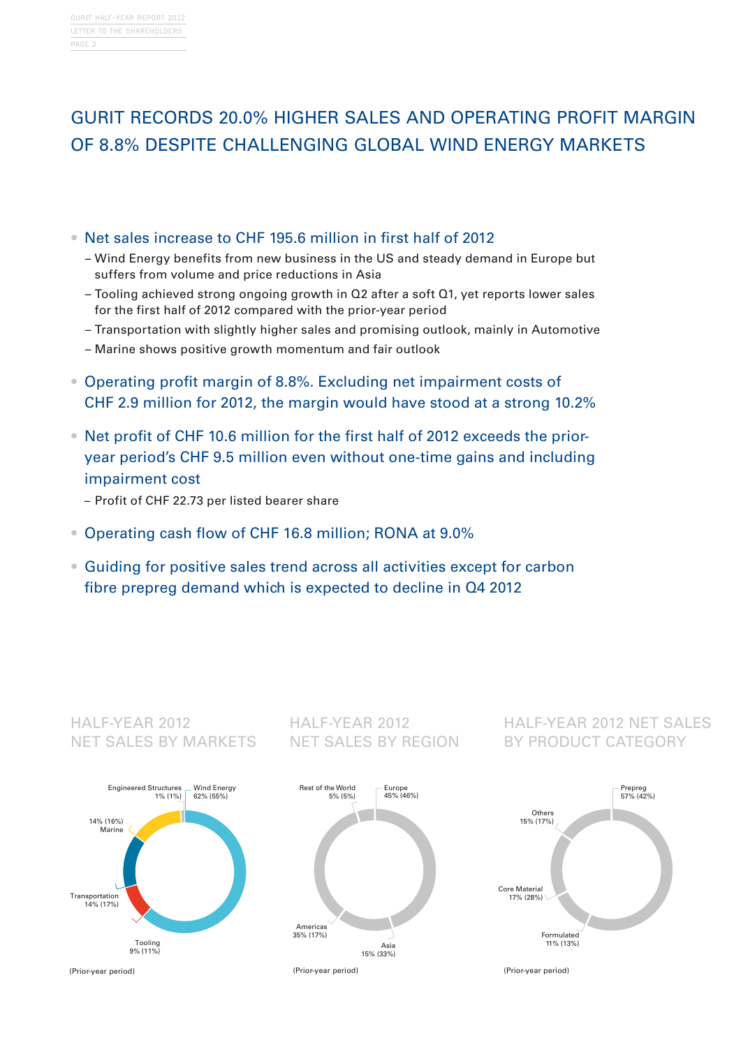# GURIT RECORDS 20.0% HIGHER SALES AND OPERATING PROFIT MARGIN OF 8.8% DESPITE CHALLENGING GLOBAL WIND ENERGY MARKETS

- **Net sales increase to CHF 195.6 million in first half of 2012**
  - Wind Energy benefits from new business in the US and steady demand in Europe but suffers from volume and price reductions in Asia
  - Tooling achieved strong ongoing growth in Q2 after a soft Q1, yet reports lower sales for the first half of 2012 compared with the prior-year period
  - Transportation with slightly higher sales and promising outlook, mainly in Automotive
  - Marine shows positive growth momentum and fair outlook
- **Operating profit margin of 8.8%. Excluding net impairment costs of CHF 2.9 million for 2012, the margin would have stood at a strong 10.2%**
- **Net profit of CHF 10.6 million for the first half of 2012 exceeds the prior-year period's CHF 9.5 million even without one-time gains and including impairment cost**
  - Profit of CHF 22.73 per listed bearer share
- **Operating cash flow of CHF 16.8 million; RONA at 9.0%**
- **Guiding for positive sales trend across all activities except for carbon fibre prepreg demand which is expected to decline in Q4 2012**

## HALF-YEAR 2012 NET SALES BY MARKETS

| Market | Share (Prior-year period) |
|---|---|
| Wind Energy | 62% (55%) |
| Engineered Structures | 1% (1%) |
| Marine | 14% (16%) |
| Transportation | 14% (17%) |
| Tooling | 9% (11%) |

(Prior-year period)

## HALF-YEAR 2012 NET SALES BY REGION

| Region | Share (Prior-year period) |
|---|---|
| Europe | 45% (46%) |
| Rest of the World | 5% (5%) |
| Americas | 35% (17%) |
| Asia | 15% (33%) |

(Prior-year period)

## HALF-YEAR 2012 NET SALES BY PRODUCT CATEGORY

| Product category | Share (Prior-year period) |
|---|---|
| Prepreg | 57% (42%) |
| Others | 15% (17%) |
| Core Material | 17% (28%) |
| Formulated | 11% (13%) |

(Prior-year period)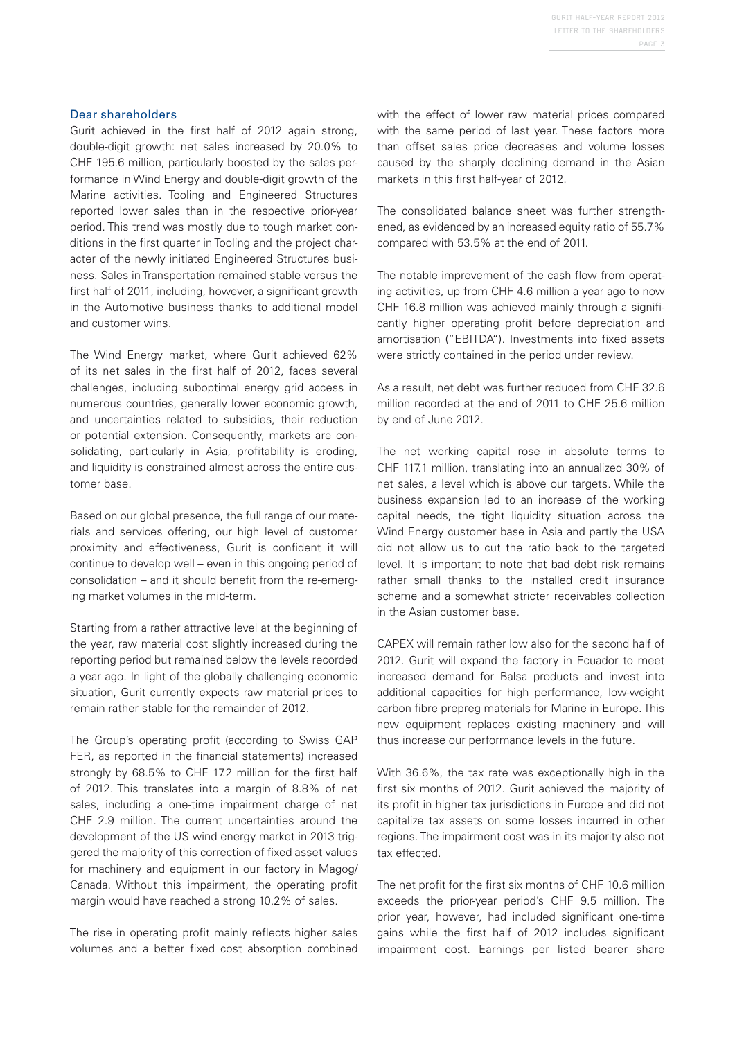## Dear shareholders

Gurit achieved in the first half of 2012 again strong, double-digit growth: net sales increased by 20.0% to CHF 195.6 million, particularly boosted by the sales performance in Wind Energy and double-digit growth of the Marine activities. Tooling and Engineered Structures reported lower sales than in the respective prior-year period. This trend was mostly due to tough market conditions in the first quarter in Tooling and the project character of the newly initiated Engineered Structures business. Sales in Transportation remained stable versus the first half of 2011, including, however, a significant growth in the Automotive business thanks to additional model and customer wins.

The Wind Energy market, where Gurit achieved 62% of its net sales in the first half of 2012, faces several challenges, including suboptimal energy grid access in numerous countries, generally lower economic growth, and uncertainties related to subsidies, their reduction or potential extension. Consequently, markets are consolidating, particularly in Asia, profitability is eroding, and liquidity is constrained almost across the entire customer base.

Based on our global presence, the full range of our materials and services offering, our high level of customer proximity and effectiveness, Gurit is confident it will continue to develop well – even in this ongoing period of consolidation – and it should benefit from the re-emerging market volumes in the mid-term.

Starting from a rather attractive level at the beginning of the year, raw material cost slightly increased during the reporting period but remained below the levels recorded a year ago. In light of the globally challenging economic situation, Gurit currently expects raw material prices to remain rather stable for the remainder of 2012.

The Group's operating profit (according to Swiss GAP FER, as reported in the financial statements) increased strongly by 68.5% to CHF 17.2 million for the first half of 2012. This translates into a margin of 8.8% of net sales, including a one-time impairment charge of net CHF 2.9 million. The current uncertainties around the development of the US wind energy market in 2013 triggered the majority of this correction of fixed asset values for machinery and equipment in our factory in Magog/Canada. Without this impairment, the operating profit margin would have reached a strong 10.2% of sales.

The rise in operating profit mainly reflects higher sales volumes and a better fixed cost absorption combined with the effect of lower raw material prices compared with the same period of last year. These factors more than offset sales price decreases and volume losses caused by the sharply declining demand in the Asian markets in this first half-year of 2012.

The consolidated balance sheet was further strengthened, as evidenced by an increased equity ratio of 55.7% compared with 53.5% at the end of 2011.

The notable improvement of the cash flow from operating activities, up from CHF 4.6 million a year ago to now CHF 16.8 million was achieved mainly through a significantly higher operating profit before depreciation and amortisation ("EBITDA"). Investments into fixed assets were strictly contained in the period under review.

As a result, net debt was further reduced from CHF 32.6 million recorded at the end of 2011 to CHF 25.6 million by end of June 2012.

The net working capital rose in absolute terms to CHF 117.1 million, translating into an annualized 30% of net sales, a level which is above our targets. While the business expansion led to an increase of the working capital needs, the tight liquidity situation across the Wind Energy customer base in Asia and partly the USA did not allow us to cut the ratio back to the targeted level. It is important to note that bad debt risk remains rather small thanks to the installed credit insurance scheme and a somewhat stricter receivables collection in the Asian customer base.

CAPEX will remain rather low also for the second half of 2012. Gurit will expand the factory in Ecuador to meet increased demand for Balsa products and invest into additional capacities for high performance, low-weight carbon fibre prepreg materials for Marine in Europe. This new equipment replaces existing machinery and will thus increase our performance levels in the future.

With 36.6%, the tax rate was exceptionally high in the first six months of 2012. Gurit achieved the majority of its profit in higher tax jurisdictions in Europe and did not capitalize tax assets on some losses incurred in other regions. The impairment cost was in its majority also not tax effected.

The net profit for the first six months of CHF 10.6 million exceeds the prior-year period's CHF 9.5 million. The prior year, however, had included significant one-time gains while the first half of 2012 includes significant impairment cost. Earnings per listed bearer share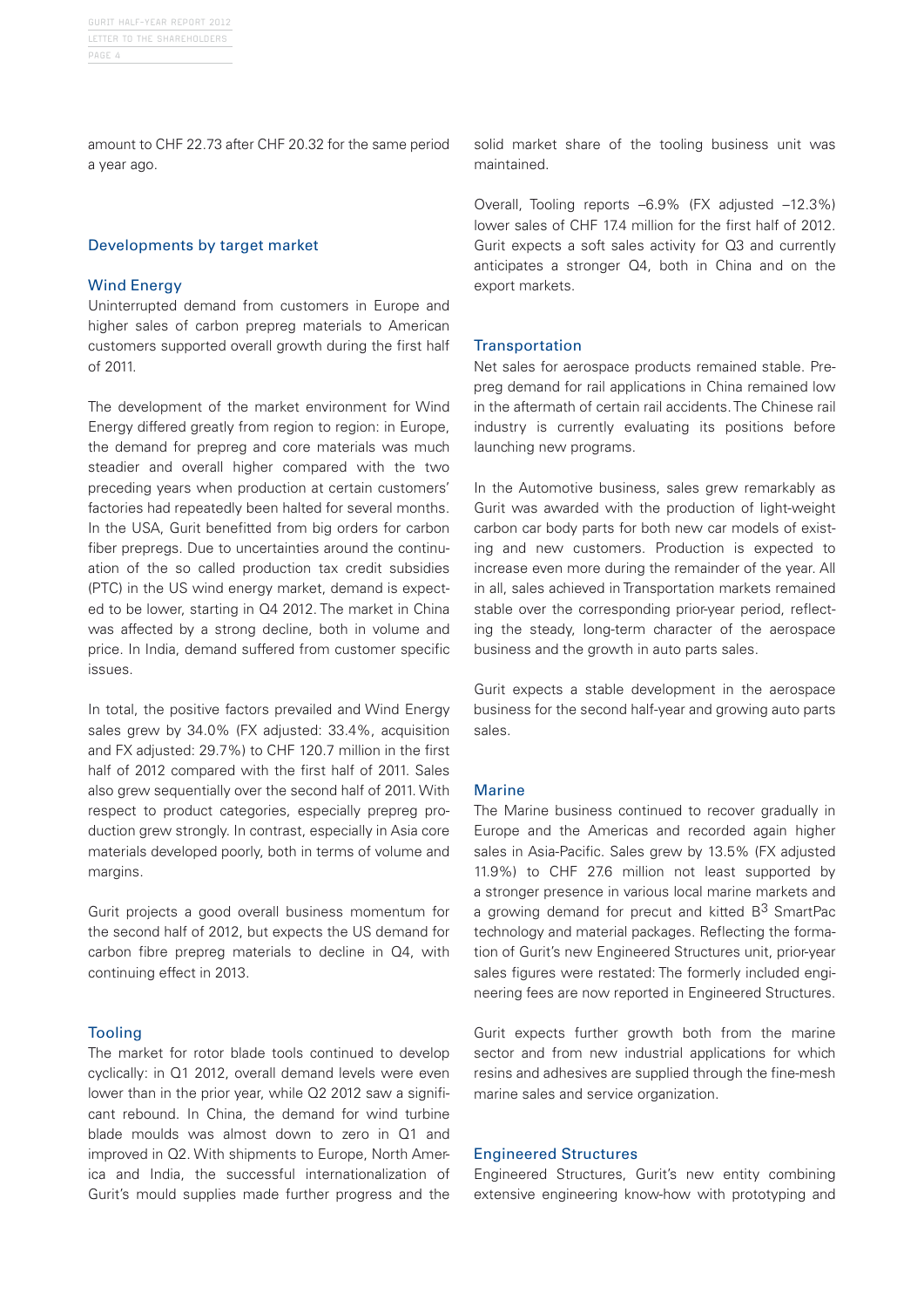amount to CHF 22.73 after CHF 20.32 for the same period a year ago.

## Developments by target market

### Wind Energy

Uninterrupted demand from customers in Europe and higher sales of carbon prepreg materials to American customers supported overall growth during the first half of 2011.

The development of the market environment for Wind Energy differed greatly from region to region: in Europe, the demand for prepreg and core materials was much steadier and overall higher compared with the two preceding years when production at certain customers' factories had repeatedly been halted for several months. In the USA, Gurit benefitted from big orders for carbon fiber prepregs. Due to uncertainties around the continuation of the so called production tax credit subsidies (PTC) in the US wind energy market, demand is expected to be lower, starting in Q4 2012. The market in China was affected by a strong decline, both in volume and price. In India, demand suffered from customer specific issues.

In total, the positive factors prevailed and Wind Energy sales grew by 34.0% (FX adjusted: 33.4%, acquisition and FX adjusted: 29.7%) to CHF 120.7 million in the first half of 2012 compared with the first half of 2011. Sales also grew sequentially over the second half of 2011. With respect to product categories, especially prepreg production grew strongly. In contrast, especially in Asia core materials developed poorly, both in terms of volume and margins.

Gurit projects a good overall business momentum for the second half of 2012, but expects the US demand for carbon fibre prepreg materials to decline in Q4, with continuing effect in 2013.

### Tooling

The market for rotor blade tools continued to develop cyclically: in Q1 2012, overall demand levels were even lower than in the prior year, while Q2 2012 saw a significant rebound. In China, the demand for wind turbine blade moulds was almost down to zero in Q1 and improved in Q2. With shipments to Europe, North America and India, the successful internationalization of Gurit's mould supplies made further progress and the solid market share of the tooling business unit was maintained.

Overall, Tooling reports –6.9% (FX adjusted –12.3%) lower sales of CHF 17.4 million for the first half of 2012. Gurit expects a soft sales activity for Q3 and currently anticipates a stronger Q4, both in China and on the export markets.

### Transportation

Net sales for aerospace products remained stable. Prepreg demand for rail applications in China remained low in the aftermath of certain rail accidents. The Chinese rail industry is currently evaluating its positions before launching new programs.

In the Automotive business, sales grew remarkably as Gurit was awarded with the production of light-weight carbon car body parts for both new car models of existing and new customers. Production is expected to increase even more during the remainder of the year. All in all, sales achieved in Transportation markets remained stable over the corresponding prior-year period, reflecting the steady, long-term character of the aerospace business and the growth in auto parts sales.

Gurit expects a stable development in the aerospace business for the second half-year and growing auto parts sales.

### Marine

The Marine business continued to recover gradually in Europe and the Americas and recorded again higher sales in Asia-Pacific. Sales grew by 13.5% (FX adjusted 11.9%) to CHF 27.6 million not least supported by a stronger presence in various local marine markets and a growing demand for precut and kitted $B^3$ SmartPac technology and material packages. Reflecting the formation of Gurit's new Engineered Structures unit, prior-year sales figures were restated: The formerly included engineering fees are now reported in Engineered Structures.

Gurit expects further growth both from the marine sector and from new industrial applications for which resins and adhesives are supplied through the fine-mesh marine sales and service organization.

### Engineered Structures

Engineered Structures, Gurit's new entity combining extensive engineering know-how with prototyping and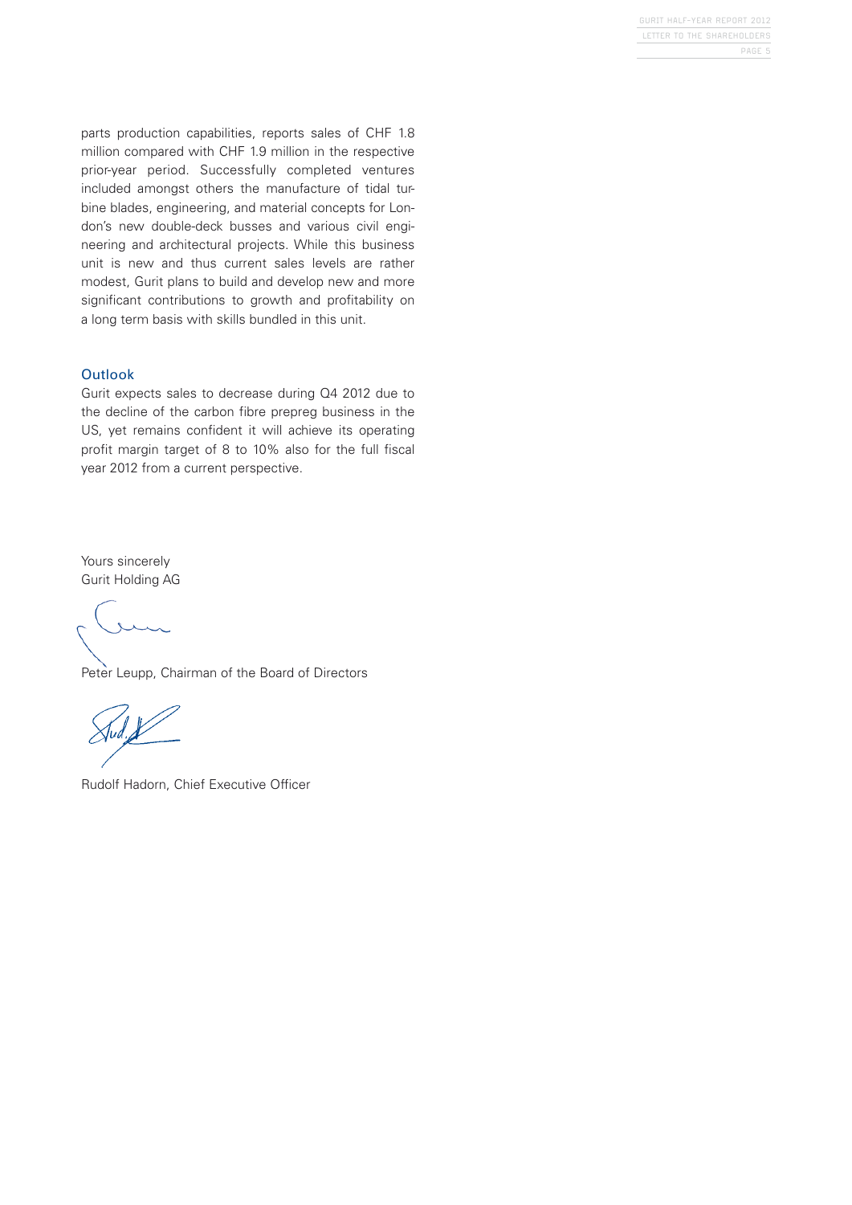parts production capabilities, reports sales of CHF 1.8 million compared with CHF 1.9 million in the respective prior-year period. Successfully completed ventures included amongst others the manufacture of tidal turbine blades, engineering, and material concepts for London's new double-deck busses and various civil engineering and architectural projects. While this business unit is new and thus current sales levels are rather modest, Gurit plans to build and develop new and more significant contributions to growth and profitability on a long term basis with skills bundled in this unit.

## Outlook

Gurit expects sales to decrease during Q4 2012 due to the decline of the carbon fibre prepreg business in the US, yet remains confident it will achieve its operating profit margin target of 8 to 10% also for the full fiscal year 2012 from a current perspective.

Yours sincerely
Gurit Holding AG

Peter Leupp, Chairman of the Board of Directors

Rudolf Hadorn, Chief Executive Officer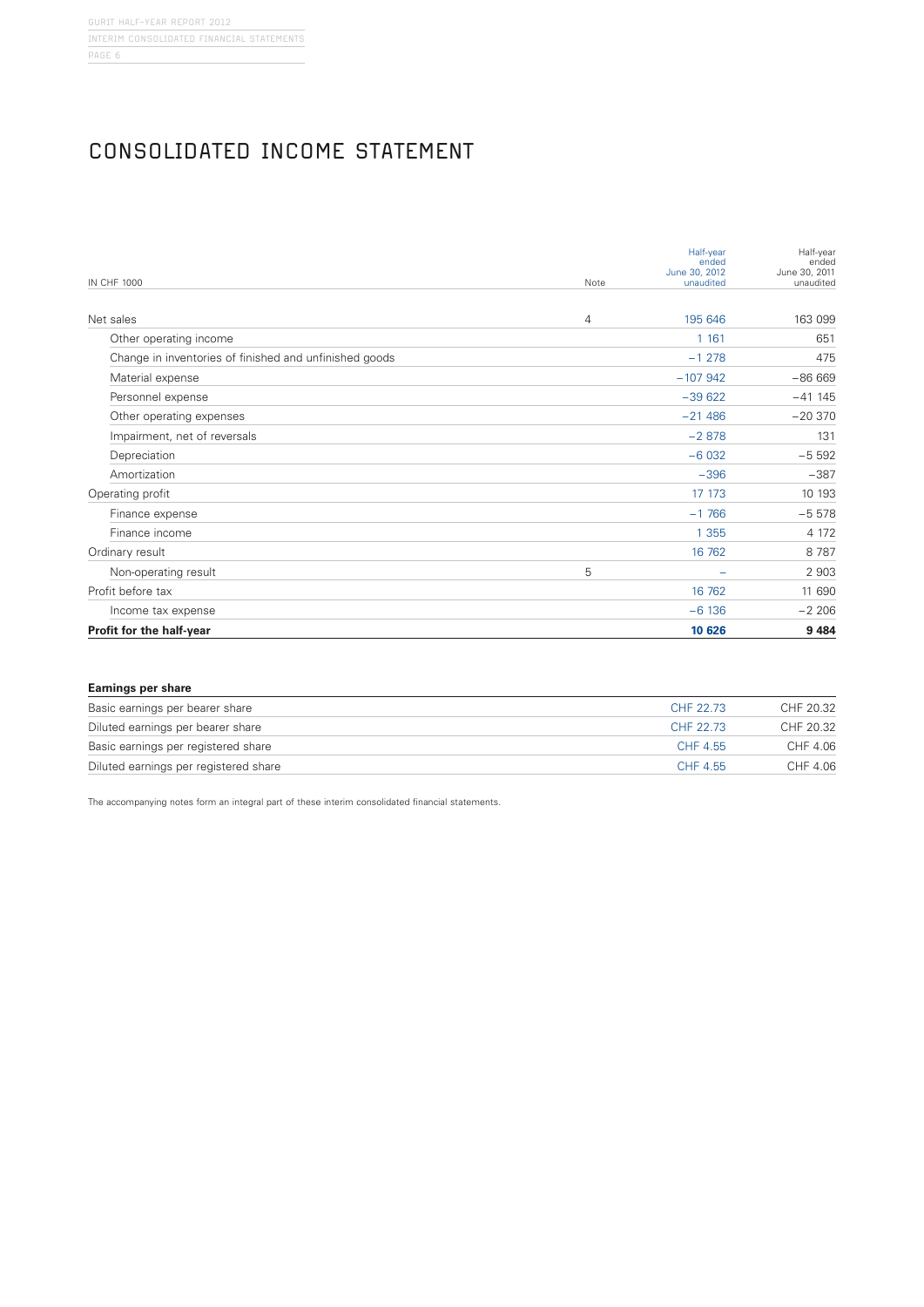# CONSOLIDATED INCOME STATEMENT

| IN CHF 1000 | Note | Half-year ended June 30, 2012 unaudited | Half-year ended June 30, 2011 unaudited |
|---|---|---|---|
| Net sales | 4 | 195 646 | 163 099 |
| Other operating income | | 1 161 | 651 |
| Change in inventories of finished and unfinished goods | | −1 278 | 475 |
| Material expense | | −107 942 | −86 669 |
| Personnel expense | | −39 622 | −41 145 |
| Other operating expenses | | −21 486 | −20 370 |
| Impairment, net of reversals | | −2 878 | 131 |
| Depreciation | | −6 032 | −5 592 |
| Amortization | | −396 | −387 |
| Operating profit | | 17 173 | 10 193 |
| Finance expense | | −1 766 | −5 578 |
| Finance income | | 1 355 | 4 172 |
| Ordinary result | | 16 762 | 8 787 |
| Non-operating result | 5 | – | 2 903 |
| Profit before tax | | 16 762 | 11 690 |
| Income tax expense | | −6 136 | −2 206 |
| **Profit for the half-year** | | **10 626** | **9 484** |

| **Earnings per share** | | |
|---|---|---|
| Basic earnings per bearer share | CHF 22.73 | CHF 20.32 |
| Diluted earnings per bearer share | CHF 22.73 | CHF 20.32 |
| Basic earnings per registered share | CHF 4.55 | CHF 4.06 |
| Diluted earnings per registered share | CHF 4.55 | CHF 4.06 |

The accompanying notes form an integral part of these interim consolidated financial statements.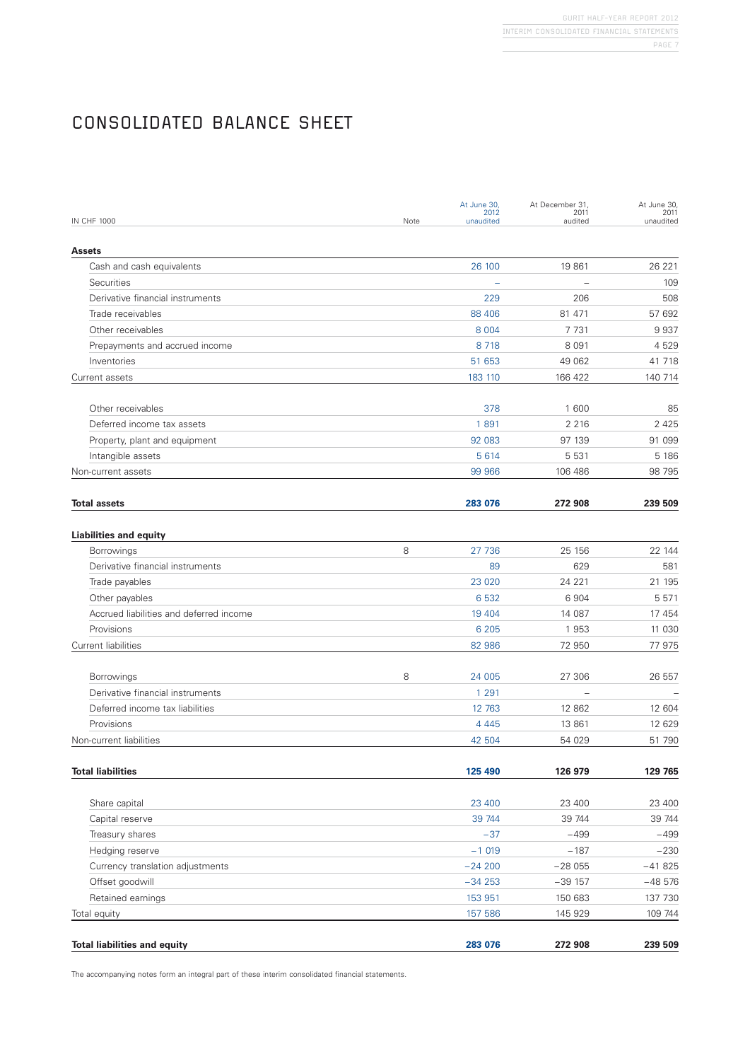# CONSOLIDATED BALANCE SHEET

| IN CHF 1000 | Note | At June 30, 2012 unaudited | At December 31, 2011 audited | At June 30, 2011 unaudited |
|---|---|---|---|---|
| **Assets** | | | | |
| Cash and cash equivalents | | 26 100 | 19 861 | 26 221 |
| Securities | | – | – | 109 |
| Derivative financial instruments | | 229 | 206 | 508 |
| Trade receivables | | 88 406 | 81 471 | 57 692 |
| Other receivables | | 8 004 | 7 731 | 9 937 |
| Prepayments and accrued income | | 8 718 | 8 091 | 4 529 |
| Inventories | | 51 653 | 49 062 | 41 718 |
| Current assets | | 183 110 | 166 422 | 140 714 |
| Other receivables | | 378 | 1 600 | 85 |
| Deferred income tax assets | | 1 891 | 2 216 | 2 425 |
| Property, plant and equipment | | 92 083 | 97 139 | 91 099 |
| Intangible assets | | 5 614 | 5 531 | 5 186 |
| Non-current assets | | 99 966 | 106 486 | 98 795 |
| **Total assets** | | **283 076** | **272 908** | **239 509** |
| **Liabilities and equity** | | | | |
| Borrowings | 8 | 27 736 | 25 156 | 22 144 |
| Derivative financial instruments | | 89 | 629 | 581 |
| Trade payables | | 23 020 | 24 221 | 21 195 |
| Other payables | | 6 532 | 6 904 | 5 571 |
| Accrued liabilities and deferred income | | 19 404 | 14 087 | 17 454 |
| Provisions | | 6 205 | 1 953 | 11 030 |
| Current liabilities | | 82 986 | 72 950 | 77 975 |
| Borrowings | 8 | 24 005 | 27 306 | 26 557 |
| Derivative financial instruments | | 1 291 | – | – |
| Deferred income tax liabilities | | 12 763 | 12 862 | 12 604 |
| Provisions | | 4 445 | 13 861 | 12 629 |
| Non-current liabilities | | 42 504 | 54 029 | 51 790 |
| **Total liabilities** | | **125 490** | **126 979** | **129 765** |
| Share capital | | 23 400 | 23 400 | 23 400 |
| Capital reserve | | 39 744 | 39 744 | 39 744 |
| Treasury shares | | −37 | −499 | −499 |
| Hedging reserve | | −1 019 | −187 | −230 |
| Currency translation adjustments | | −24 200 | −28 055 | −41 825 |
| Offset goodwill | | −34 253 | −39 157 | −48 576 |
| Retained earnings | | 153 951 | 150 683 | 137 730 |
| Total equity | | 157 586 | 145 929 | 109 744 |
| **Total liabilities and equity** | | **283 076** | **272 908** | **239 509** |

The accompanying notes form an integral part of these interim consolidated financial statements.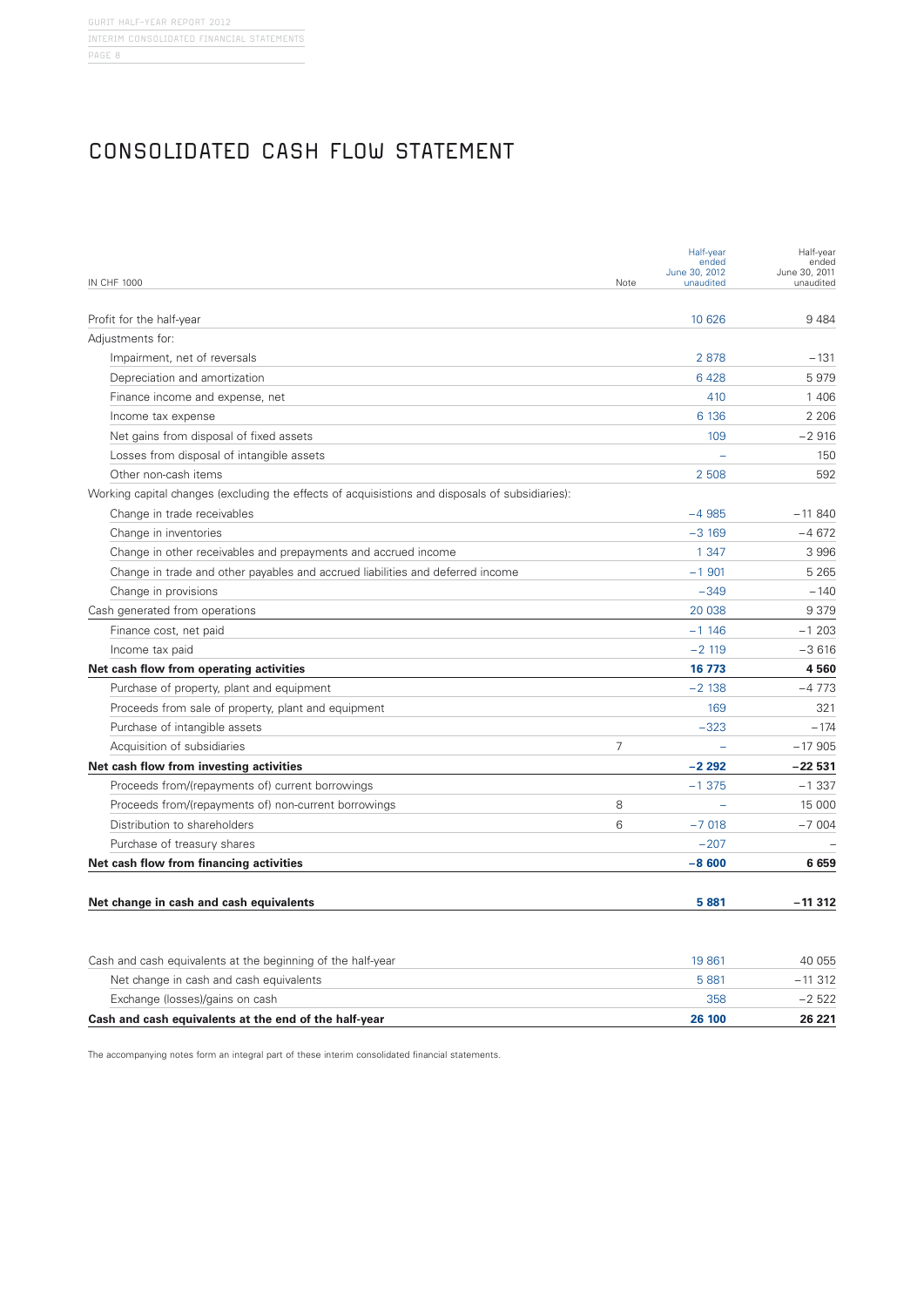# CONSOLIDATED CASH FLOW STATEMENT

| IN CHF 1000 | Note | Half-year ended June 30, 2012 unaudited | Half-year ended June 30, 2011 unaudited |
|---|---|---|---|
| Profit for the half-year | | 10 626 | 9 484 |
| Adjustments for: | | | |
| Impairment, net of reversals | | 2 878 | −131 |
| Depreciation and amortization | | 6 428 | 5 979 |
| Finance income and expense, net | | 410 | 1 406 |
| Income tax expense | | 6 136 | 2 206 |
| Net gains from disposal of fixed assets | | 109 | −2 916 |
| Losses from disposal of intangible assets | | – | 150 |
| Other non-cash items | | 2 508 | 592 |
| Working capital changes (excluding the effects of acquisitions and disposals of subsidiaries): | | | |
| Change in trade receivables | | −4 985 | −11 840 |
| Change in inventories | | −3 169 | −4 672 |
| Change in other receivables and prepayments and accrued income | | 1 347 | 3 996 |
| Change in trade and other payables and accrued liabilities and deferred income | | −1 901 | 5 265 |
| Change in provisions | | −349 | −140 |
| Cash generated from operations | | 20 038 | 9 379 |
| Finance cost, net paid | | −1 146 | −1 203 |
| Income tax paid | | −2 119 | −3 616 |
| **Net cash flow from operating activities** | | **16 773** | **4 560** |
| Purchase of property, plant and equipment | | −2 138 | −4 773 |
| Proceeds from sale of property, plant and equipment | | 169 | 321 |
| Purchase of intangible assets | | −323 | −174 |
| Acquisition of subsidiaries | 7 | – | −17 905 |
| **Net cash flow from investing activities** | | **−2 292** | **−22 531** |
| Proceeds from/(repayments of) current borrowings | | −1 375 | −1 337 |
| Proceeds from/(repayments of) non-current borrowings | 8 | – | 15 000 |
| Distribution to shareholders | 6 | −7 018 | −7 004 |
| Purchase of treasury shares | | −207 | – |
| **Net cash flow from financing activities** | | **−8 600** | **6 659** |
| **Net change in cash and cash equivalents** | | **5 881** | **−11 312** |
| Cash and cash equivalents at the beginning of the half-year | | 19 861 | 40 055 |
| Net change in cash and cash equivalents | | 5 881 | −11 312 |
| Exchange (losses)/gains on cash | | 358 | −2 522 |
| **Cash and cash equivalents at the end of the half-year** | | **26 100** | **26 221** |

The accompanying notes form an integral part of these interim consolidated financial statements.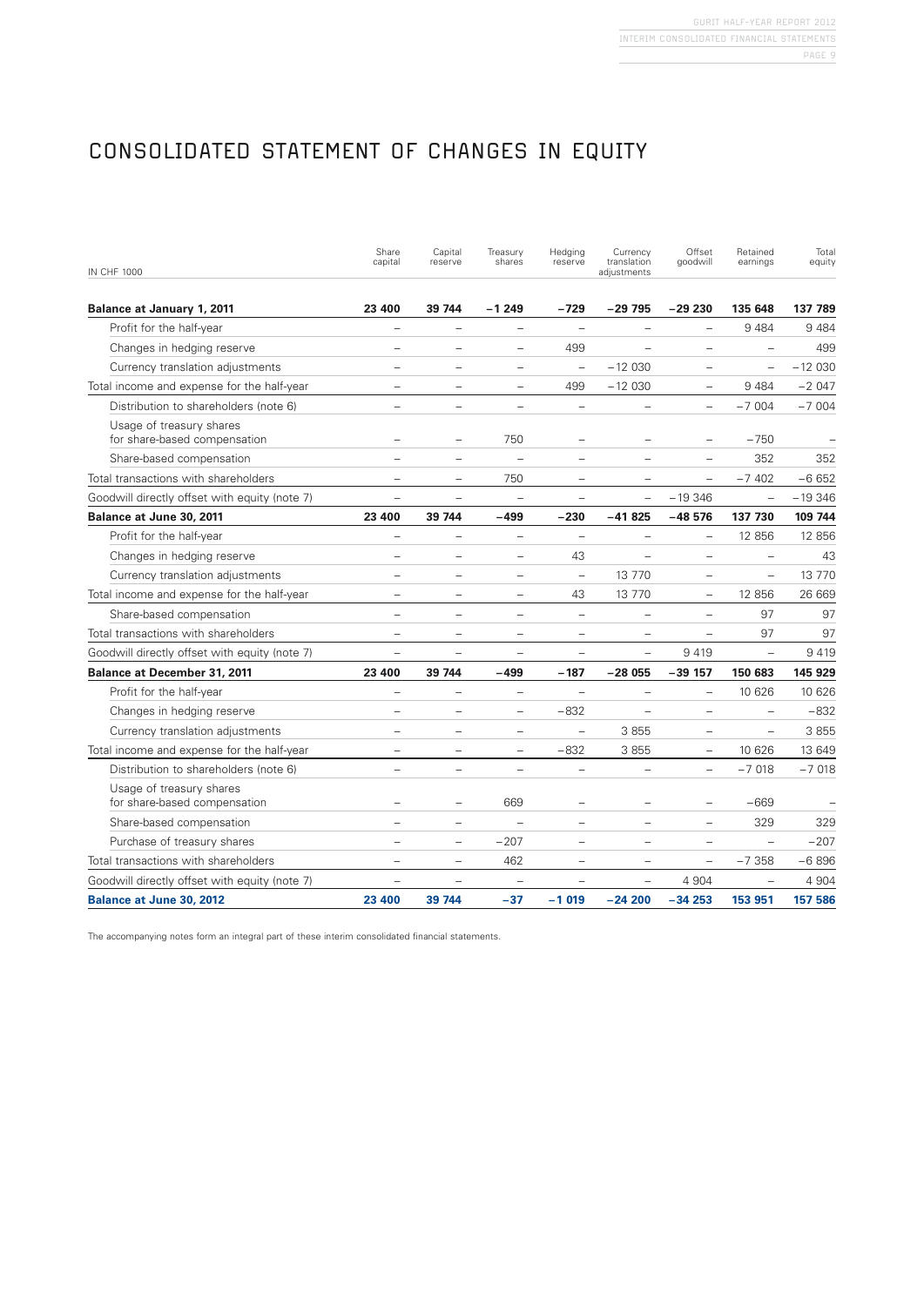# CONSOLIDATED STATEMENT OF CHANGES IN EQUITY

| IN CHF 1000 | Share capital | Capital reserve | Treasury shares | Hedging reserve | Currency translation adjustments | Offset goodwill | Retained earnings | Total equity |
|---|---|---|---|---|---|---|---|---|
| **Balance at January 1, 2011** | **23 400** | **39 744** | **−1 249** | **−729** | **−29 795** | **−29 230** | **135 648** | **137 789** |
| Profit for the half-year | – | – | – | – | – | – | 9 484 | 9 484 |
| Changes in hedging reserve | – | – | – | 499 | – | – | – | 499 |
| Currency translation adjustments | – | – | – | – | −12 030 | – | – | −12 030 |
| Total income and expense for the half-year | – | – | – | 499 | −12 030 | – | 9 484 | −2 047 |
| Distribution to shareholders (note 6) | – | – | – | – | – | – | −7 004 | −7 004 |
| Usage of treasury shares for share-based compensation | – | – | 750 | – | – | – | −750 | – |
| Share-based compensation | – | – | – | – | – | – | 352 | 352 |
| Total transactions with shareholders | – | – | 750 | – | – | – | −7 402 | −6 652 |
| Goodwill directly offset with equity (note 7) | – | – | – | – | – | −19 346 | – | −19 346 |
| **Balance at June 30, 2011** | **23 400** | **39 744** | **−499** | **−230** | **−41 825** | **−48 576** | **137 730** | **109 744** |
| Profit for the half-year | – | – | – | – | – | – | 12 856 | 12 856 |
| Changes in hedging reserve | – | – | – | 43 | – | – | – | 43 |
| Currency translation adjustments | – | – | – | – | 13 770 | – | – | 13 770 |
| Total income and expense for the half-year | – | – | – | 43 | 13 770 | – | 12 856 | 26 669 |
| Share-based compensation | – | – | – | – | – | – | 97 | 97 |
| Total transactions with shareholders | – | – | – | – | – | – | 97 | 97 |
| Goodwill directly offset with equity (note 7) | – | – | – | – | – | 9 419 | – | 9 419 |
| **Balance at December 31, 2011** | **23 400** | **39 744** | **−499** | **−187** | **−28 055** | **−39 157** | **150 683** | **145 929** |
| Profit for the half-year | – | – | – | – | – | – | 10 626 | 10 626 |
| Changes in hedging reserve | – | – | – | −832 | – | – | – | −832 |
| Currency translation adjustments | – | – | – | – | 3 855 | – | – | 3 855 |
| Total income and expense for the half-year | – | – | – | −832 | 3 855 | – | 10 626 | 13 649 |
| Distribution to shareholders (note 6) | – | – | – | – | – | – | −7 018 | −7 018 |
| Usage of treasury shares for share-based compensation | – | – | 669 | – | – | – | −669 | – |
| Share-based compensation | – | – | – | – | – | – | 329 | 329 |
| Purchase of treasury shares | – | – | −207 | – | – | – | – | −207 |
| Total transactions with shareholders | – | – | 462 | – | – | – | −7 358 | −6 896 |
| Goodwill directly offset with equity (note 7) | – | – | – | – | – | 4 904 | – | 4 904 |
| **Balance at June 30, 2012** | **23 400** | **39 744** | **−37** | **−1 019** | **−24 200** | **−34 253** | **153 951** | **157 586** |

The accompanying notes form an integral part of these interim consolidated financial statements.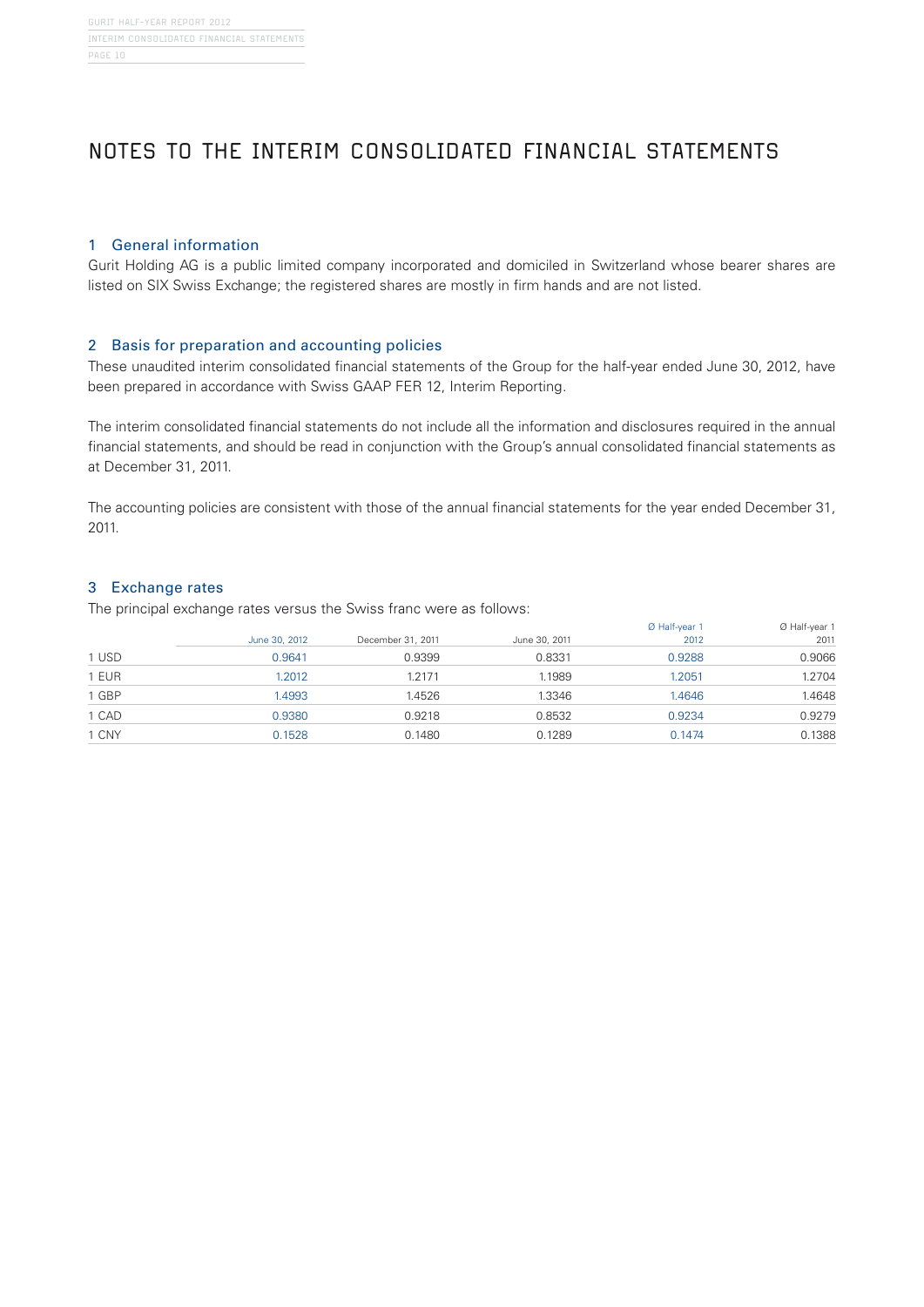# NOTES TO THE INTERIM CONSOLIDATED FINANCIAL STATEMENTS

## 1 General information

Gurit Holding AG is a public limited company incorporated and domiciled in Switzerland whose bearer shares are listed on SIX Swiss Exchange; the registered shares are mostly in firm hands and are not listed.

## 2 Basis for preparation and accounting policies

These unaudited interim consolidated financial statements of the Group for the half-year ended June 30, 2012, have been prepared in accordance with Swiss GAAP FER 12, Interim Reporting.

The interim consolidated financial statements do not include all the information and disclosures required in the annual financial statements, and should be read in conjunction with the Group's annual consolidated financial statements as at December 31, 2011.

The accounting policies are consistent with those of the annual financial statements for the year ended December 31, 2011.

## 3 Exchange rates

The principal exchange rates versus the Swiss franc were as follows:

| | June 30, 2012 | December 31, 2011 | June 30, 2011 | Ø Half-year 1 2012 | Ø Half-year 1 2011 |
|---|---|---|---|---|---|
| 1 USD | 0.9641 | 0.9399 | 0.8331 | 0.9288 | 0.9066 |
| 1 EUR | 1.2012 | 1.2171 | 1.1989 | 1.2051 | 1.2704 |
| 1 GBP | 1.4993 | 1.4526 | 1.3346 | 1.4646 | 1.4648 |
| 1 CAD | 0.9380 | 0.9218 | 0.8532 | 0.9234 | 0.9279 |
| 1 CNY | 0.1528 | 0.1480 | 0.1289 | 0.1474 | 0.1388 |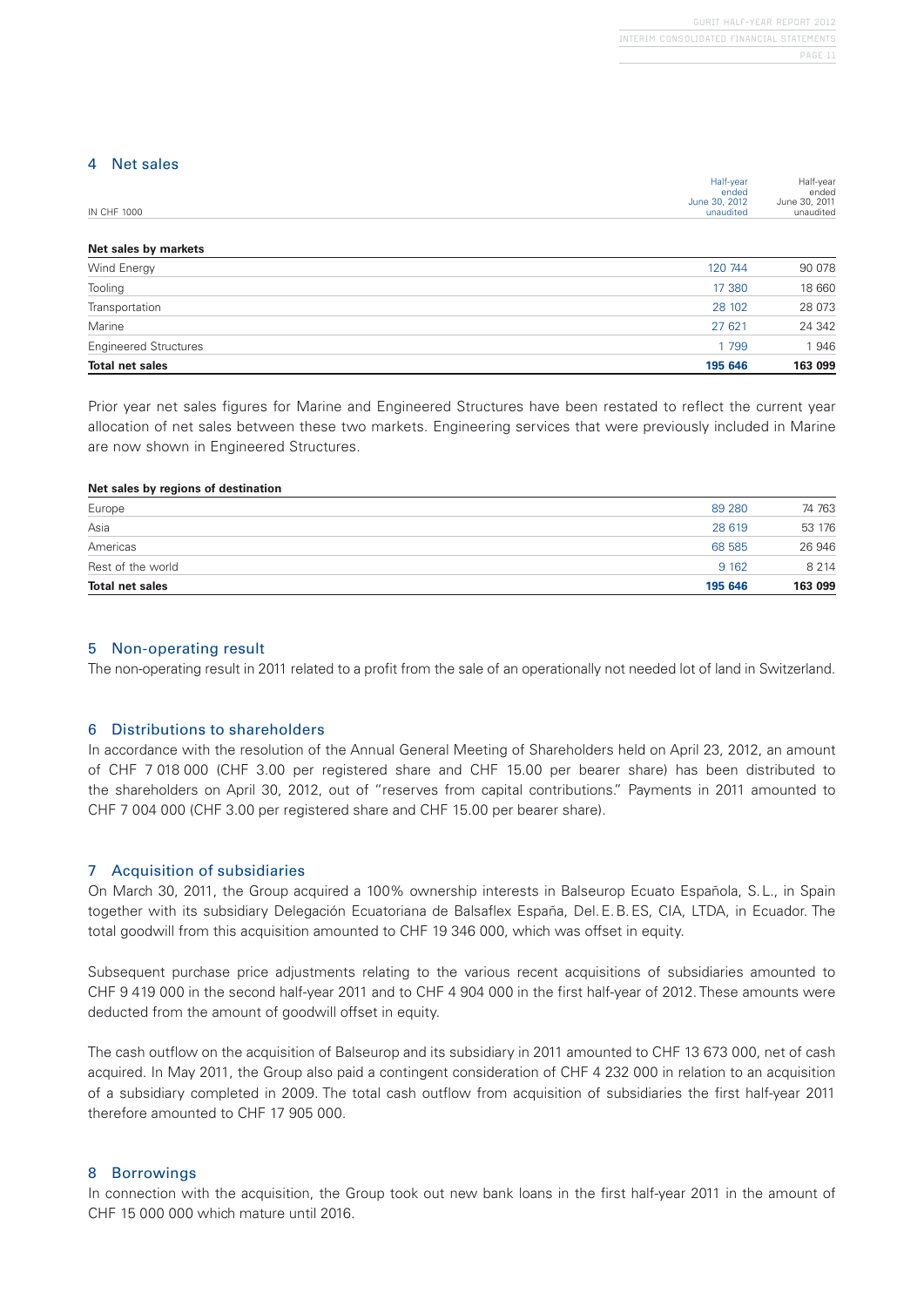## 4 Net sales

| IN CHF 1000 | Half-year ended June 30, 2012 unaudited | Half-year ended June 30, 2011 unaudited |
|---|---|---|
| **Net sales by markets** | | |
| Wind Energy | 120 744 | 90 078 |
| Tooling | 17 380 | 18 660 |
| Transportation | 28 102 | 28 073 |
| Marine | 27 621 | 24 342 |
| Engineered Structures | 1 799 | 1 946 |
| **Total net sales** | **195 646** | **163 099** |

Prior year net sales figures for Marine and Engineered Structures have been restated to reflect the current year allocation of net sales between these two markets. Engineering services that were previously included in Marine are now shown in Engineered Structures.

| **Net sales by regions of destination** | | |
|---|---|---|
| Europe | 89 280 | 74 763 |
| Asia | 28 619 | 53 176 |
| Americas | 68 585 | 26 946 |
| Rest of the world | 9 162 | 8 214 |
| **Total net sales** | **195 646** | **163 099** |

## 5 Non-operating result

The non-operating result in 2011 related to a profit from the sale of an operationally not needed lot of land in Switzerland.

## 6 Distributions to shareholders

In accordance with the resolution of the Annual General Meeting of Shareholders held on April 23, 2012, an amount of CHF 7 018 000 (CHF 3.00 per registered share and CHF 15.00 per bearer share) has been distributed to the shareholders on April 30, 2012, out of "reserves from capital contributions." Payments in 2011 amounted to CHF 7 004 000 (CHF 3.00 per registered share and CHF 15.00 per bearer share).

## 7 Acquisition of subsidiaries

On March 30, 2011, the Group acquired a 100% ownership interests in Balseurop Ecuato Española, S. L., in Spain together with its subsidiary Delegación Ecuatoriana de Balsaflex España, Del. E. B. ES, CIA, LTDA, in Ecuador. The total goodwill from this acquisition amounted to CHF 19 346 000, which was offset in equity.

Subsequent purchase price adjustments relating to the various recent acquisitions of subsidiaries amounted to CHF 9 419 000 in the second half-year 2011 and to CHF 4 904 000 in the first half-year of 2012. These amounts were deducted from the amount of goodwill offset in equity.

The cash outflow on the acquisition of Balseurop and its subsidiary in 2011 amounted to CHF 13 673 000, net of cash acquired. In May 2011, the Group also paid a contingent consideration of CHF 4 232 000 in relation to an acquisition of a subsidiary completed in 2009. The total cash outflow from acquisition of subsidiaries the first half-year 2011 therefore amounted to CHF 17 905 000.

## 8 Borrowings

In connection with the acquisition, the Group took out new bank loans in the first half-year 2011 in the amount of CHF 15 000 000 which mature until 2016.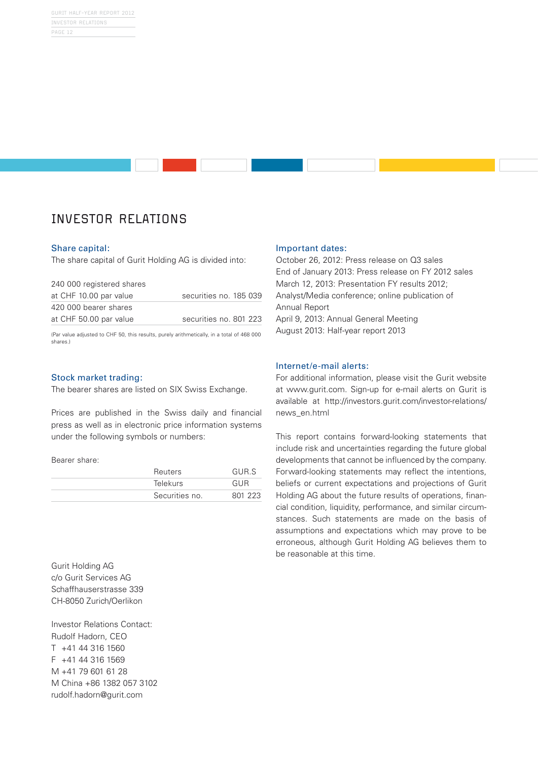# INVESTOR RELATIONS

## Share capital:

The share capital of Gurit Holding AG is divided into:

| | |
|---|---|
| 240 000 registered shares at CHF 10.00 par value | securities no. 185 039 |
| 420 000 bearer shares at CHF 50.00 par value | securities no. 801 223 |

(Par value adjusted to CHF 50, this results, purely arithmetically, in a total of 468 000 shares.)

## Stock market trading:

The bearer shares are listed on SIX Swiss Exchange.

Prices are published in the Swiss daily and financial press as well as in electronic price information systems under the following symbols or numbers:

Bearer share:

| | | |
|---|---|---|
| | Reuters | GUR.S |
| | Telekurs | GUR |
| | Securities no. | 801 223 |

Gurit Holding AG
c/o Gurit Services AG
Schaffhauserstrasse 339
CH-8050 Zurich/Oerlikon

Investor Relations Contact:
Rudolf Hadorn, CEO
T +41 44 316 1560
F +41 44 316 1569
M +41 79 601 61 28
M China +86 1382 057 3102
rudolf.hadorn@gurit.com

## Important dates:

October 26, 2012: Press release on Q3 sales
End of January 2013: Press release on FY 2012 sales
March 12, 2013: Presentation FY results 2012; Analyst/Media conference; online publication of Annual Report
April 9, 2013: Annual General Meeting
August 2013: Half-year report 2013

## Internet/e-mail alerts:

For additional information, please visit the Gurit website at www.gurit.com. Sign-up for e-mail alerts on Gurit is available at http://investors.gurit.com/investor-relations/news_en.html

This report contains forward-looking statements that include risk and uncertainties regarding the future global developments that cannot be influenced by the company. Forward-looking statements may reflect the intentions, beliefs or current expectations and projections of Gurit Holding AG about the future results of operations, financial condition, liquidity, performance, and similar circumstances. Such statements are made on the basis of assumptions and expectations which may prove to be erroneous, although Gurit Holding AG believes them to be reasonable at this time.